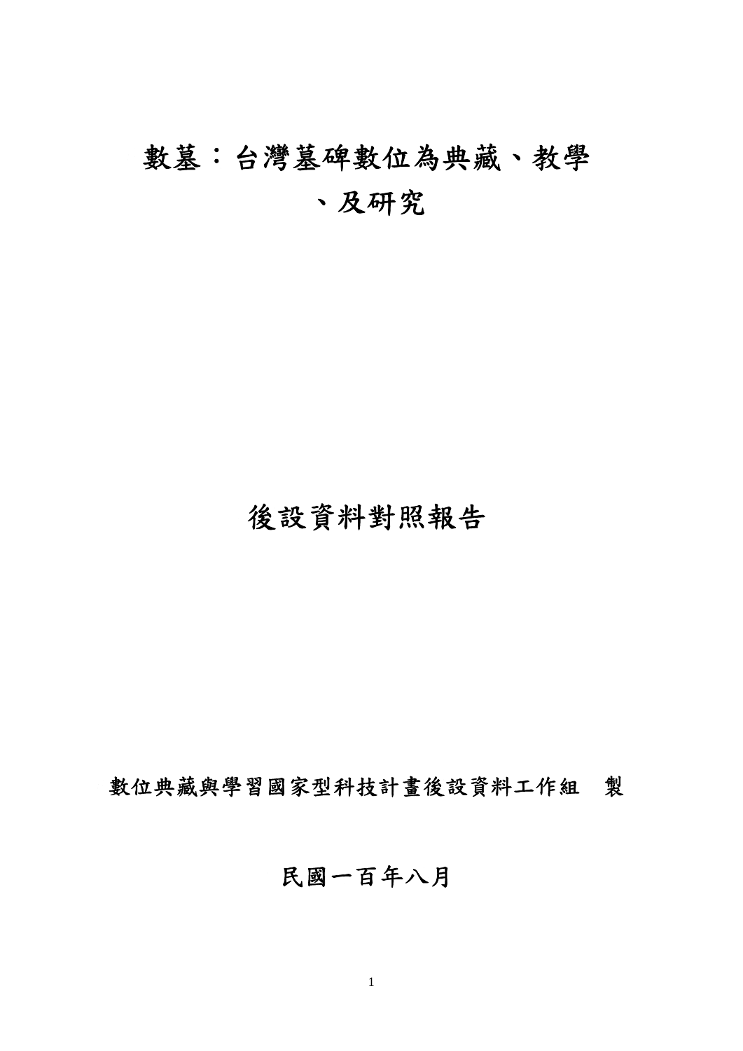# 數墓：台灣墓碑數位為典藏、教學、及研究

# 後設資料對照報告

數位典藏與學習國家型科技計畫後設資料工作組　製

民國一百年八月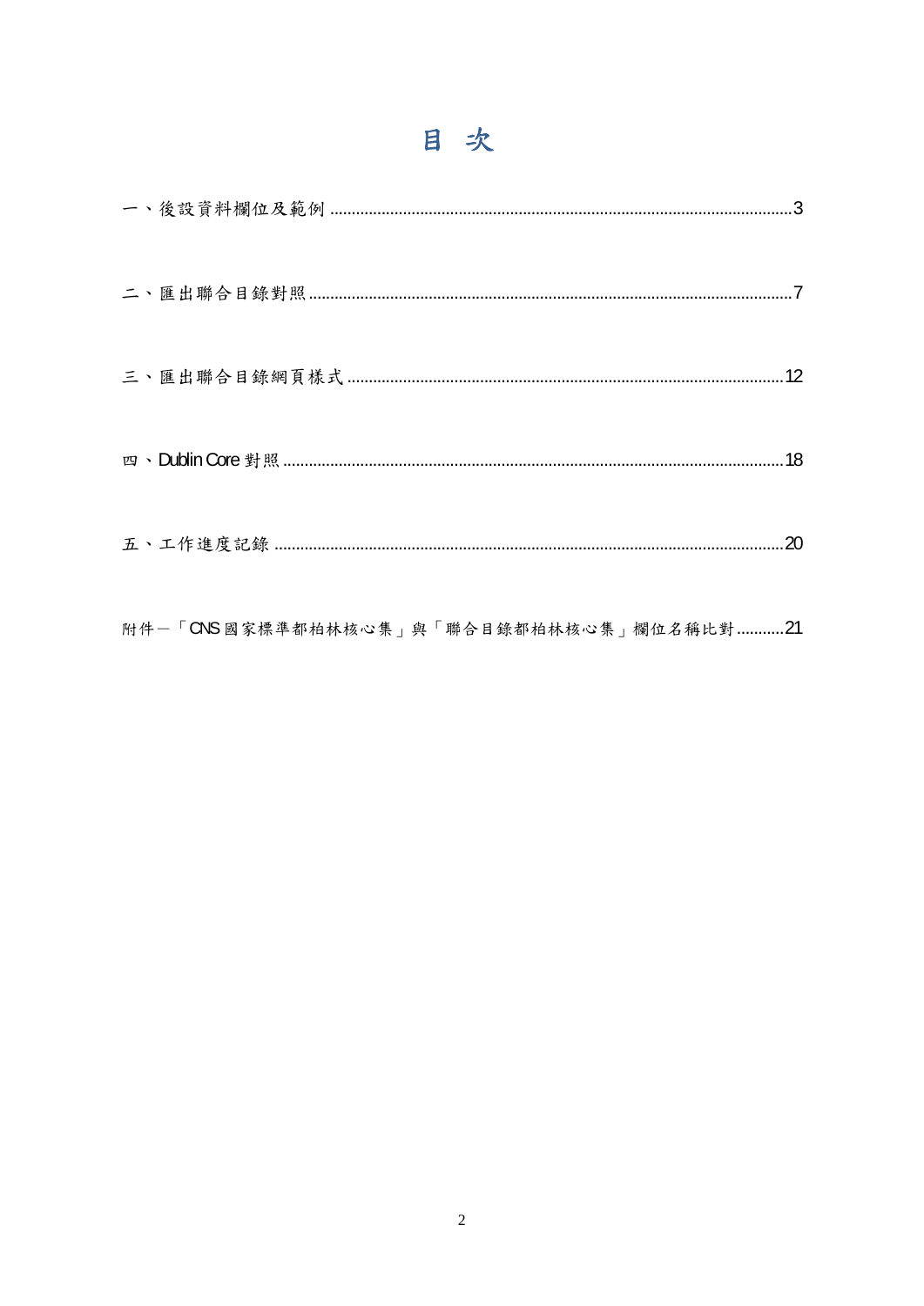# 目 次

一、後設資料欄位及範例 ........................................................................................................3

二、匯出聯合目錄對照..............................................................................................................7

三、匯出聯合目錄網頁樣式 ....................................................................................................12

四、Dublin Core 對照 ...............................................................................................................18

五、工作進度記錄 ....................................................................................................................20

附件一「CNS 國家標準都柏林核心集」與「聯合目錄都柏林核心集」欄位名稱比對 ...........21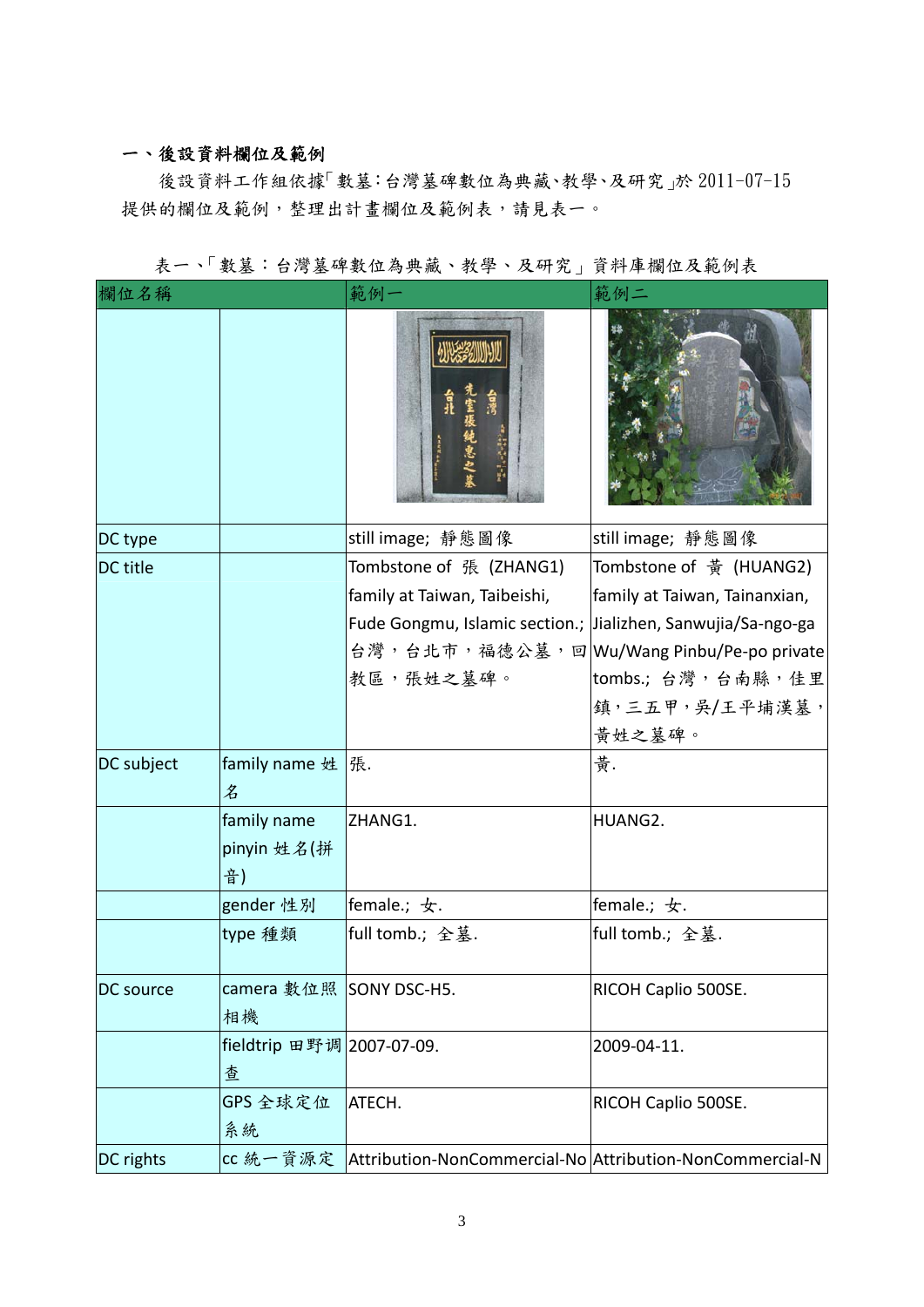## 一、後設資料欄位及範例

後設資料工作組依據「數墓：台灣墓碑數位為典藏、教學、及研究」於 2011-07-15 提供的欄位及範例，整理出計畫欄位及範例表，請見表一。

表一、「數墓：台灣墓碑數位為典藏、教學、及研究」資料庫欄位及範例表

| 欄位名稱 | | 範例一 | 範例二 |
|---|---|---|---|
| | | | |
| DC type | | still image; 靜態圖像 | still image; 靜態圖像 |
| DC title | | Tombstone of 張 (ZHANG1) family at Taiwan, Taibeishi, Fude Gongmu, Islamic section.; 台灣，台北市，福德公墓，回教區，張姓之墓碑。 | Tombstone of 黃 (HUANG2) family at Taiwan, Tainanxian, Jializhen, Sanwujia/Sa-ngo-ga Wu/Wang Pinbu/Pe-po private tombs.; 台灣，台南縣，佳里鎮，三五甲，吳/王平埔漢墓，黃姓之墓碑。 |
| DC subject | family name 姓名 | 張. | 黃. |
| | family name pinyin 姓名(拼音) | ZHANG1. | HUANG2. |
| | gender 性別 | female.; 女. | female.; 女. |
| | type 種類 | full tomb.; 全墓. | full tomb.; 全墓. |
| DC source | camera 數位照相機 | SONY DSC-H5. | RICOH Caplio 500SE. |
| | fieldtrip 田野调查 | 2007-07-09. | 2009-04-11. |
| | GPS 全球定位系統 | ATECH. | RICOH Caplio 500SE. |
| DC rights | cc 統一資源定 | Attribution-NonCommercial-No | Attribution-NonCommercial-N |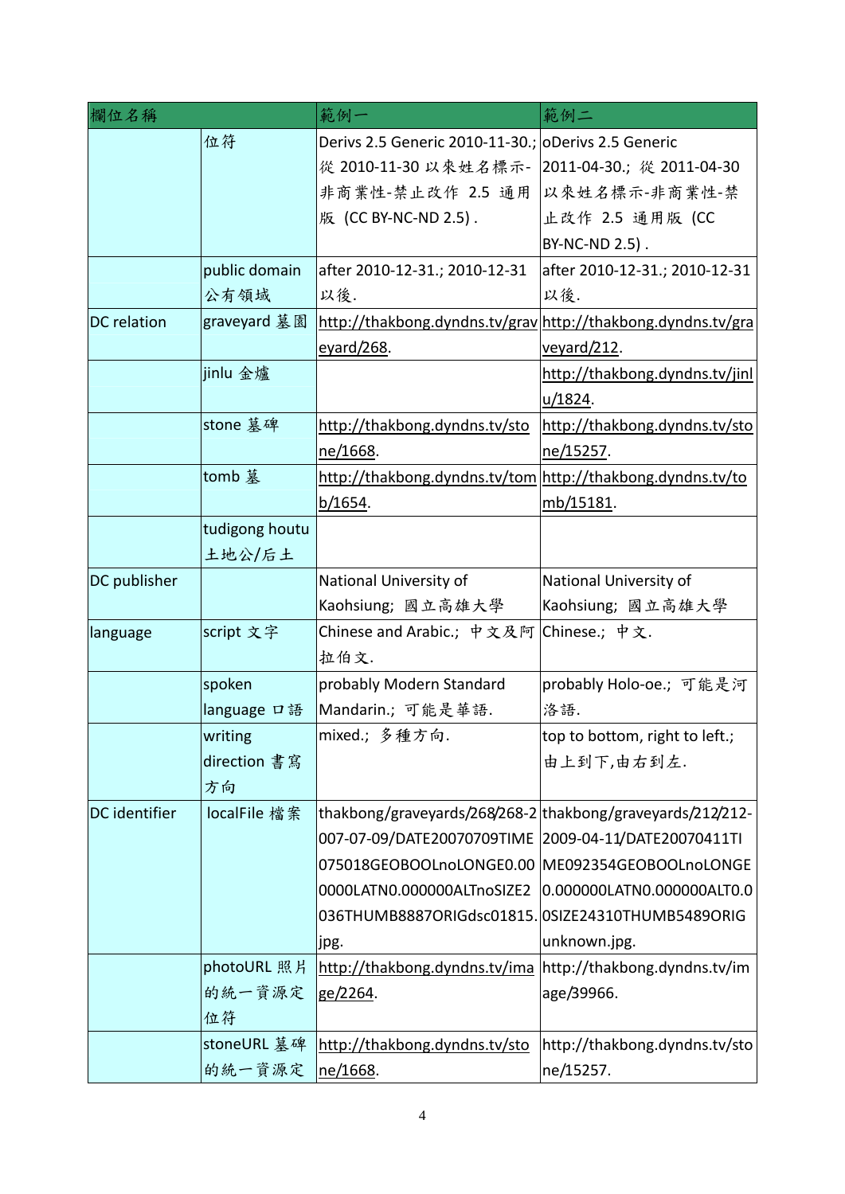| 欄位名稱 | | 範例一 | 範例二 |
|---|---|---|---|
| | 位符 | Derivs 2.5 Generic 2010-11-30.; 從 2010-11-30 以來姓名標示-非商業性-禁止改作 2.5 通用版 (CC BY-NC-ND 2.5) . | oDerivs 2.5 Generic 2011-04-30.; 從 2011-04-30 以來姓名標示-非商業性-禁止改作 2.5 通用版 (CC BY-NC-ND 2.5) . |
| | public domain 公有領域 | after 2010-12-31.; 2010-12-31 以後. | after 2010-12-31.; 2010-12-31 以後. |
| DC relation | graveyard 墓園 | http://thakbong.dyndns.tv/graveyard/268. | http://thakbong.dyndns.tv/graveyard/212. |
| | jinlu 金爐 | | http://thakbong.dyndns.tv/jinlu/1824. |
| | stone 墓碑 | http://thakbong.dyndns.tv/stone/1668. | http://thakbong.dyndns.tv/stone/15257. |
| | tomb 墓 | http://thakbong.dyndns.tv/tomb/1654. | http://thakbong.dyndns.tv/tomb/15181. |
| | tudigong houtu 土地公/后土 | | |
| DC publisher | | National University of Kaohsiung; 國立高雄大學 | National University of Kaohsiung; 國立高雄大學 |
| language | script 文字 | Chinese and Arabic.; 中文及阿拉伯文. | Chinese.; 中文. |
| | spoken language 口語 | probably Modern Standard Mandarin.; 可能是華語. | probably Holo-oe.; 可能是河洛語. |
| | writing direction 書寫方向 | mixed.; 多種方向. | top to bottom, right to left.; 由上到下,由右到左. |
| DC identifier | localFile 檔案 | thakbong/graveyards/268/268-2007-07-09/DATE20070709TIME075018GEOBOOLnoLONGE0.000000LATN0.000000ALTnoSIZE2036THUMB8887ORIGdsc01815.jpg. | thakbong/graveyards/212/212-2009-04-11/DATE20070411TIME092354GEOBOOLnoLONGE0.000000LATN0.000000ALT0.0SIZE24310THUMB5489ORIGunknown.jpg. |
| | photoURL 照片的統一資源定位符 | http://thakbong.dyndns.tv/image/2264. | http://thakbong.dyndns.tv/image/39966. |
| | stoneURL 墓碑的統一資源定 | http://thakbong.dyndns.tv/stone/1668. | http://thakbong.dyndns.tv/stone/15257. |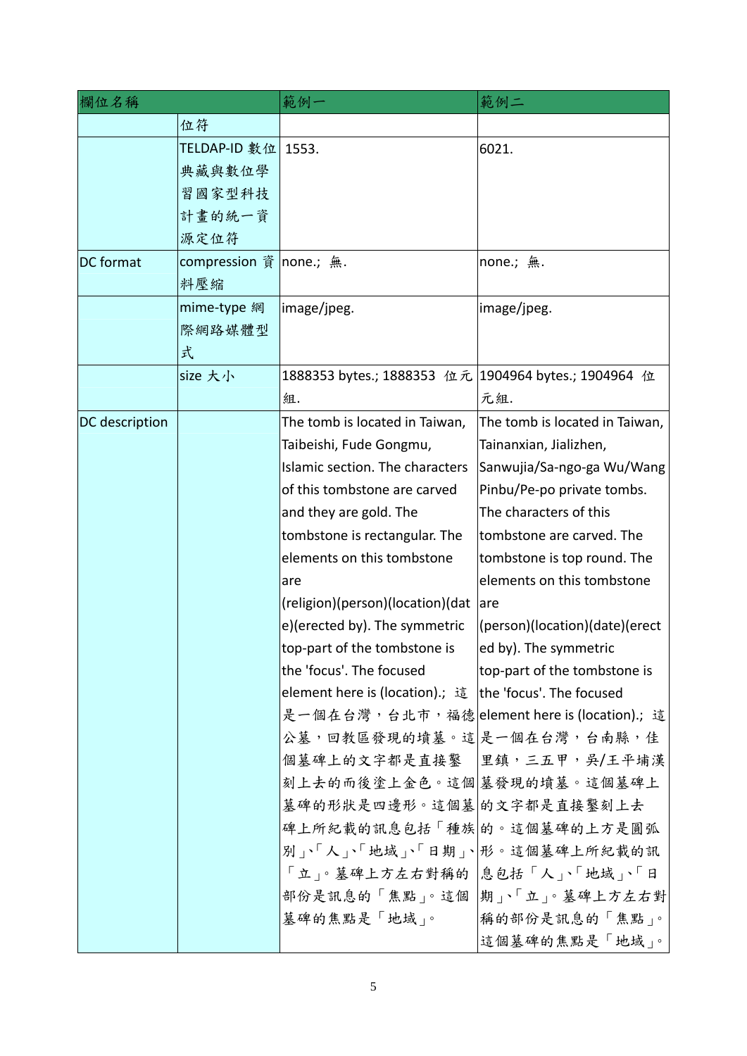| 欄位名稱 | | 範例一 | 範例二 |
| --- | --- | --- | --- |
| | 位符 | | |
| | TELDAP-ID 數位典藏與數位學習國家型科技計畫的統一資源定位符 | 1553. | 6021. |
| DC format | compression 資料壓縮 | none.; 無. | none.; 無. |
| | mime-type 網際網路媒體型式 | image/jpeg. | image/jpeg. |
| | size 大小 | 1888353 bytes.; 1888353 位元組. | 1904964 bytes.; 1904964 位元組. |
| DC description | | The tomb is located in Taiwan, Taibeishi, Fude Gongmu, Islamic section. The characters of this tombstone are carved and they are gold. The tombstone is rectangular. The elements on this tombstone are (religion)(person)(location)(date)(erected by). The symmetric top-part of the tombstone is the 'focus'. The focused element here is (location).; 這是一個在台灣，台北市，福德公墓，回教區發現的墳墓。這個墓碑上的文字都是直接鑿刻上去的而後塗上金色。這個墓碑的形狀是四邊形。這個墓碑上所紀載的訊息包括「種族別」、「人」、「地域」、「日期」、「立」。墓碑上方左右對稱的部份是訊息的「焦點」。這個墓碑的焦點是「地域」。 | The tomb is located in Taiwan, Tainanxian, Jializhen, Sanwujia/Sa-ngo-ga Wu/Wang Pinbu/Pe-po private tombs. The characters of this tombstone are carved. The tombstone is top round. The elements on this tombstone are (person)(location)(date)(erected by). The symmetric top-part of the tombstone is the 'focus'. The focused element here is (location).; 這是一個在台灣，台南縣，佳里鎮，三五甲，吳/王平埔漢墓發現的墳墓。這個墓碑上的文字都是直接鑿刻上去的。這個墓碑的上方是圓弧形。這個墓碑上所紀載的訊息包括「人」、「地域」、「日期」、「立」。墓碑上方左右對稱的部份是訊息的「焦點」。這個墓碑的焦點是「地域」。 |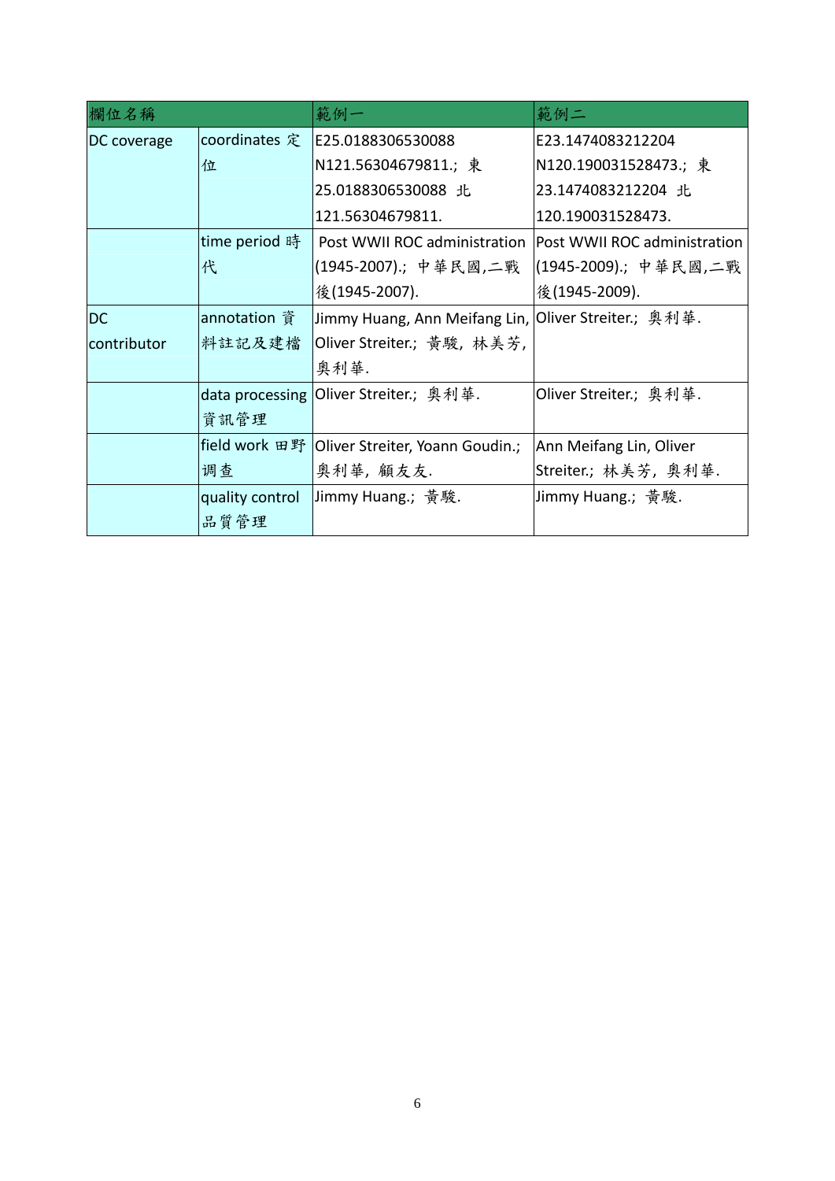| 欄位名稱 | | 範例一 | 範例二 |
|---|---|---|---|
| DC coverage | coordinates 定位 | E25.0188306530088 N121.56304679811.; 東 25.0188306530088 北 121.56304679811. | E23.1474083212204 N120.190031528473.; 東 23.1474083212204 北 120.190031528473. |
| | time period 時代 | Post WWII ROC administration (1945-2007).; 中華民國,二戰後(1945-2007). | Post WWII ROC administration (1945-2009).; 中華民國,二戰後(1945-2009). |
| DC contributor | annotation 資料註記及建檔 | Jimmy Huang, Ann Meifang Lin, Oliver Streiter.; 黃駿, 林美芳, 奧利華. | Oliver Streiter.; 奧利華. |
| | data processing 資訊管理 | Oliver Streiter.; 奧利華. | Oliver Streiter.; 奧利華. |
| | field work 田野調查 | Oliver Streiter, Yoann Goudin.; 奧利華, 顧友友. | Ann Meifang Lin, Oliver Streiter.; 林美芳, 奧利華. |
| | quality control 品質管理 | Jimmy Huang.; 黃駿. | Jimmy Huang.; 黃駿. |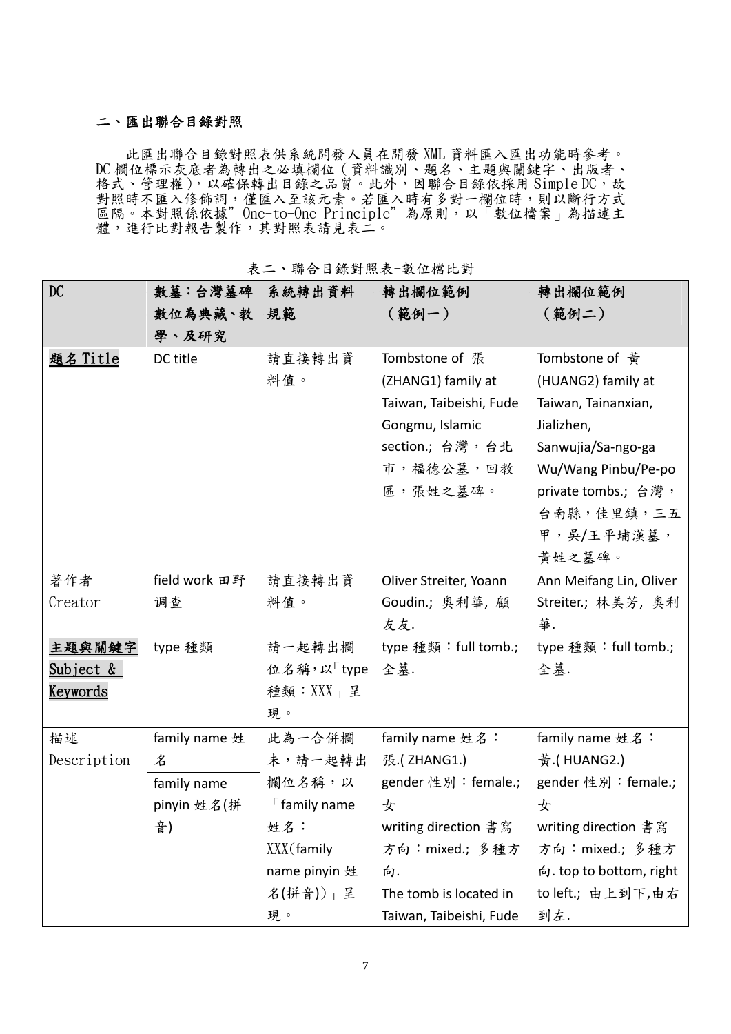## 二、匯出聯合目錄對照

此匯出聯合目錄對照表供系統開發人員在開發 XML 資料匯入匯出功能時參考。DC 欄位標示灰底者為轉出之必填欄位（資料識別、題名、主題與關鍵字、出版者、格式、管理權），以確保轉出目錄之品質。此外，因聯合目錄依採用 Simple DC，故對照時不匯入修飾詞，僅匯入至該元素。若匯入時有多對一欄位時，則以斷行方式區隔。本對照係依據"One-to-One Principle"為原則，以「數位檔案」為描述主體，進行比對報告製作，其對照表請見表二。

表二、聯合目錄對照表-數位檔比對

| DC | 數墓：台灣墓碑數位為典藏、教學、及研究 | 系統轉出資料規範 | 轉出欄位範例（範例一） | 轉出欄位範例（範例二） |
|---|---|---|---|---|
| 題名 Title | DC title | 請直接轉出資料值。 | Tombstone of 張 (ZHANG1) family at Taiwan, Taibeishi, Fude Gongmu, Islamic section.; 台灣，台北市，福德公墓，回教區，張姓之墓碑。 | Tombstone of 黃 (HUANG2) family at Taiwan, Tainanxian, Jializhen, Sanwujia/Sa-ngo-ga Wu/Wang Pinbu/Pe-po private tombs.; 台灣，台南縣，佳里鎮，三五甲，吳/王平埔漢墓，黃姓之墓碑。 |
| 著作者 Creator | field work 田野調查 | 請直接轉出資料值。 | Oliver Streiter, Yoann Goudin.; 奧利華, 顧友友. | Ann Meifang Lin, Oliver Streiter.; 林美芳, 奧利華. |
| 主題與關鍵字 Subject & Keywords | type 種類 | 請一起轉出欄位名稱，以「type 種類：XXX」呈現。 | type 種類：full tomb.; 全墓. | type 種類：full tomb.; 全墓. |
| 描述 Description | family name 姓名<br>family name pinyin 姓名(拼音) | 此為一合併欄未，請一起轉出欄位名稱，以「family name 姓名：XXX(family name pinyin 姓名(拼音))」呈現。 | family name 姓名：張.( ZHANG1.)<br>gender 性別：female.; 女<br>writing direction 書寫方向：mixed.; 多種方向.<br>The tomb is located in Taiwan, Taibeishi, Fude | family name 姓名：黃.( HUANG2.)<br>gender 性別：female.; 女<br>writing direction 書寫方向：mixed.; 多種方向. top to bottom, right to left.; 由上到下,由右到左. |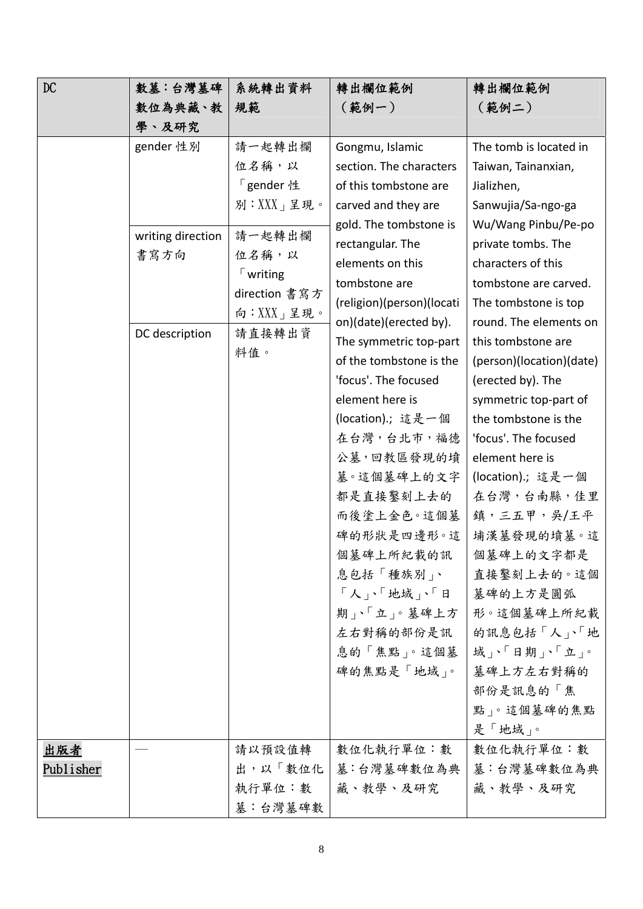| DC | 數墓：台灣墓碑數位為典藏、教學、及研究 | 系統轉出資料規範 | 轉出欄位範例（範例一） | 轉出欄位範例（範例二） |
|---|---|---|---|---|
| | gender 性別 | 請一起轉出欄位名稱，以「gender 性別：XXX」呈現。 | Gongmu, Islamic section. The characters of this tombstone are carved and they are gold. The tombstone is rectangular. The elements on this tombstone are (religion)(person)(location)(date)(erected by). The symmetric top-part of the tombstone is the 'focus'. The focused element here is (location).; 這是一個在台灣，台北市，福德公墓，回教區發現的墳墓。這個墓碑上的文字都是直接鑿刻上去的而後塗上金色。這個墓碑的形狀是四邊形。這個墓碑上所紀載的訊息包括「種族別」、「人」、「地域」、「日期」、「立」。墓碑上方左右對稱的部份是訊息的「焦點」。這個墓碑的焦點是「地域」。 | The tomb is located in Taiwan, Tainanxian, Jializhen, Sanwujia/Sa-ngo-ga Wu/Wang Pinbu/Pe-po private tombs. The characters of this tombstone are carved. The tombstone is top round. The elements on this tombstone are (person)(location)(date)(erected by). The symmetric top-part of the tombstone is the 'focus'. The focused element here is (location).; 這是一個在台灣，台南縣，佳里鎮，三五甲，吳/王平埔漢墓發現的墳墓。這個墓碑上的文字都是直接鑿刻上去的。這個墓碑的上方是圓弧形。這個墓碑上所紀載的訊息包括「人」、「地域」、「日期」、「立」。墓碑上方左右對稱的部份是訊息的「焦點」。這個墓碑的焦點是「地域」。 |
| | writing direction 書寫方向 | 請一起轉出欄位名稱，以「writing direction 書寫方向：XXX」呈現。 | | |
| | DC description | 請直接轉出資料值。 | | |
| **出版者 Publisher** | — | 請以預設值轉出，以「數位化執行單位：數墓：台灣墓碑數 | 數位化執行單位：數墓：台灣墓碑數位為典藏、教學、及研究 | 數位化執行單位：數墓：台灣墓碑數位為典藏、教學、及研究 |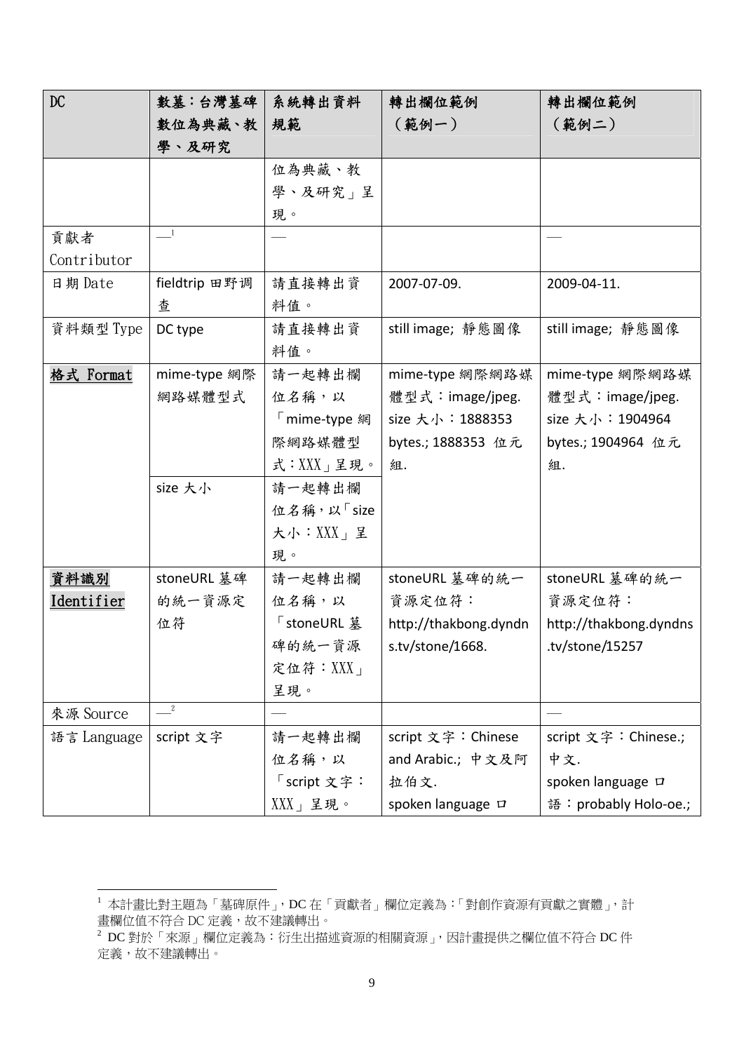| DC | 數墓：台灣墓碑數位為典藏、教學、及研究 | 系統轉出資料規範 | 轉出欄位範例（範例一） | 轉出欄位範例（範例二） |
|---|---|---|---|---|
| | | 位為典藏、教學、及研究」呈現。 | | |
| 貢獻者 Contributor | —[1] | — | | — |
| 日期 Date | fieldtrip 田野調查 | 請直接轉出資料值。 | 2007-07-09. | 2009-04-11. |
| 資料類型 Type | DC type | 請直接轉出資料值。 | still image; 靜態圖像 | still image; 靜態圖像 |
| **格式 Format** | mime-type 網際網路媒體型式 | 請一起轉出欄位名稱，以「mime-type 網際網路媒體型式：XXX」呈現。 | mime-type 網際網路媒體型式：image/jpeg. size 大小：1888353 bytes.; 1888353 位元組. | mime-type 網際網路媒體型式：image/jpeg. size 大小：1904964 bytes.; 1904964 位元組. |
| | size 大小 | 請一起轉出欄位名稱，以「size 大小：XXX」呈現。 | | |
| **資料識別 Identifier** | stoneURL 墓碑的統一資源定位符 | 請一起轉出欄位名稱，以「stoneURL 墓碑的統一資源定位符：XXX」呈現。 | stoneURL 墓碑的統一資源定位符：http://thakbong.dyndns.tv/stone/1668. | stoneURL 墓碑的統一資源定位符：http://thakbong.dyndns.tv/stone/15257 |
| 來源 Source | —[2] | — | | — |
| 語言 Language | script 文字 | 請一起轉出欄位名稱，以「script 文字：XXX」呈現。 | script 文字：Chinese and Arabic.; 中文及阿拉伯文. spoken language ㄇ | script 文字：Chinese.; 中文. spoken language ㄇ語：probably Holo-oe.; |

[1] 本計畫比對主題為「墓碑原件」，DC 在「貢獻者」欄位定義為：「對創作資源有貢獻之實體」，計畫欄位值不符合 DC 定義，故不建議轉出。

[2] DC 對於「來源」欄位定義為：衍生出描述資源的相關資源」，因計畫提供之欄位值不符合 DC 件定義，故不建議轉出。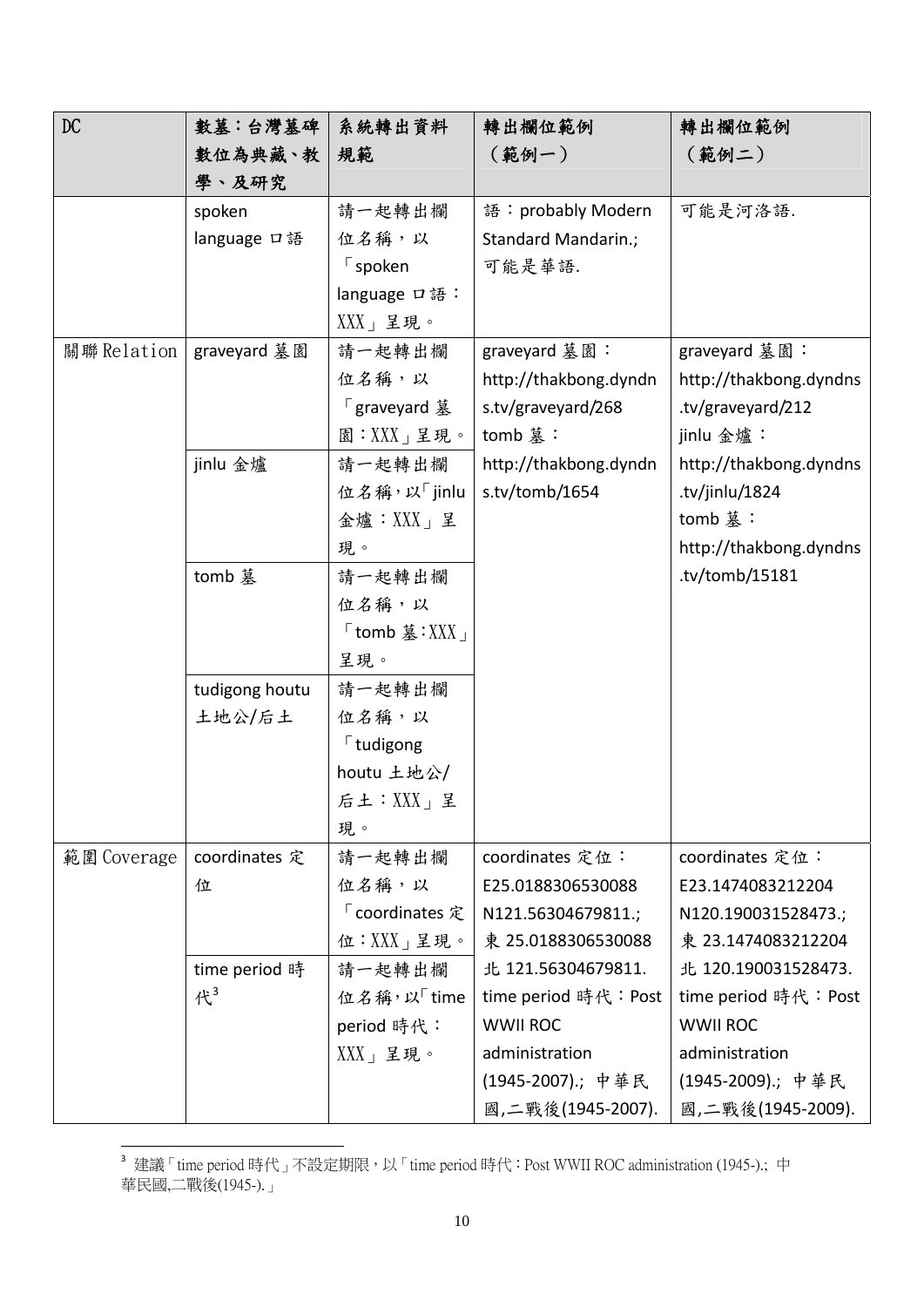| DC | 數墓：台灣墓碑數位為典藏、教學、及研究 | 系統轉出資料規範 | 轉出欄位範例（範例一） | 轉出欄位範例（範例二） |
|---|---|---|---|---|
| | spoken language 口語 | 請一起轉出欄位名稱，以「spoken language 口語：XXX」呈現。 | 語：probably Modern Standard Mandarin.; 可能是華語. | 可能是河洛語. |
| 關聯 Relation | graveyard 墓園 | 請一起轉出欄位名稱，以「graveyard 墓園：XXX」呈現。 | graveyard 墓園：http://thakbong.dyndns.tv/graveyard/268<br>tomb 墓：http://thakbong.dyndns.tv/tomb/1654 | graveyard 墓園：http://thakbong.dyndns.tv/graveyard/212<br>jinlu 金爐：http://thakbong.dyndns.tv/jinlu/1824<br>tomb 墓：http://thakbong.dyndns.tv/tomb/15181 |
| | jinlu 金爐 | 請一起轉出欄位名稱，以「jinlu 金爐：XXX」呈現。 | | |
| | tomb 墓 | 請一起轉出欄位名稱，以「tomb 墓：XXX」呈現。 | | |
| | tudigong houtu 土地公/后土 | 請一起轉出欄位名稱，以「tudigong houtu 土地公/后土：XXX」呈現。 | | |
| 範圍 Coverage | coordinates 定位 | 請一起轉出欄位名稱，以「coordinates 定位：XXX」呈現。 | coordinates 定位：E25.0188306530088 N121.56304679811.; 東 25.0188306530088 北 121.56304679811.<br>time period 時代：Post WWII ROC administration (1945-2007).; 中華民國,二戰後(1945-2007). | coordinates 定位：E23.1474083212204 N120.190031528473.; 東 23.1474083212204 北 120.190031528473.<br>time period 時代：Post WWII ROC administration (1945-2009).; 中華民國,二戰後(1945-2009). |
| | time period 時代[3] | 請一起轉出欄位名稱，以「time period 時代：XXX」呈現。 | | |

[3] 建議「time period 時代」不設定期限，以「time period 時代：Post WWII ROC administration (1945-).; 中華民國,二戰後(1945-).」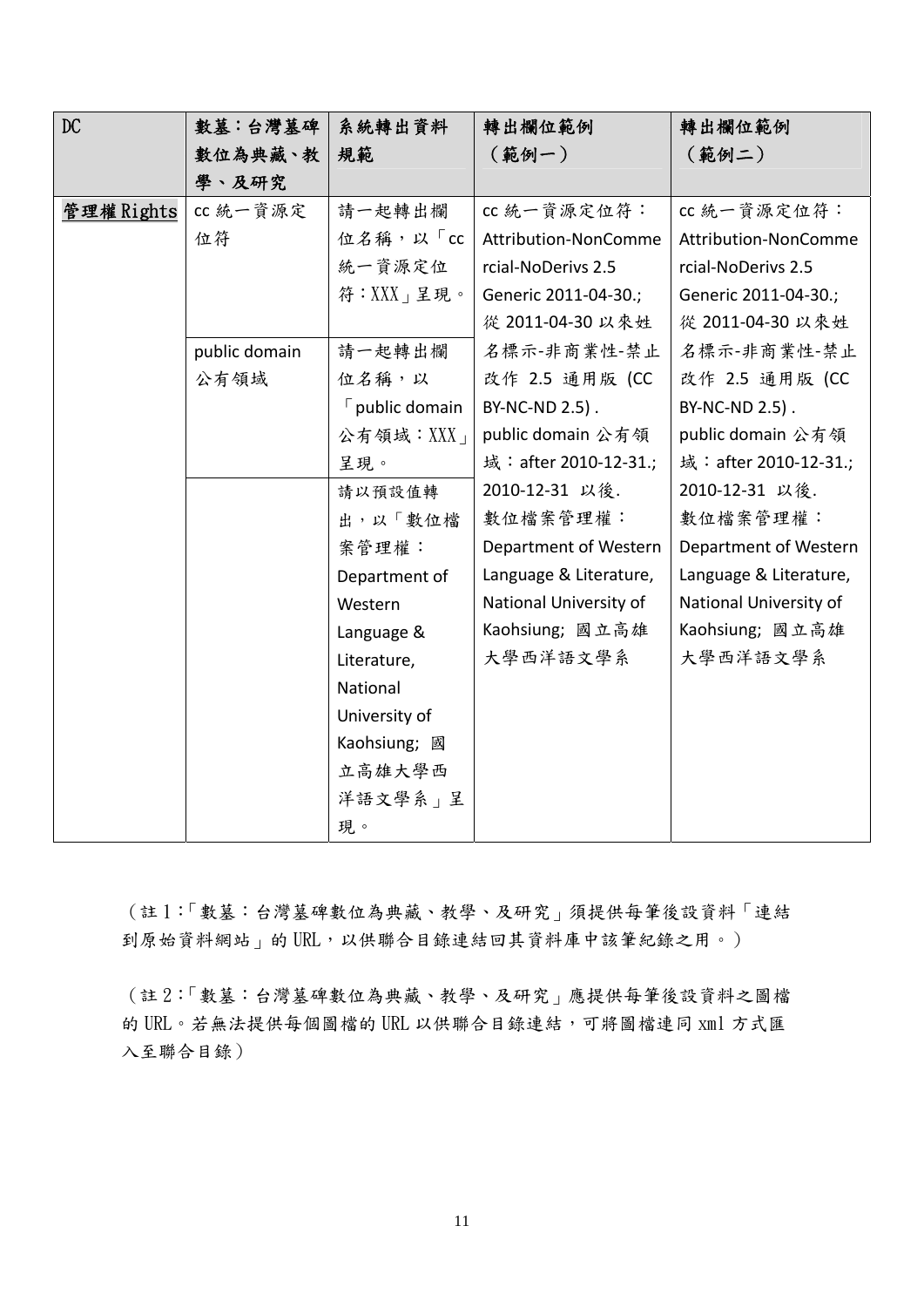| DC | 數墓：台灣墓碑數位為典藏、教學、及研究 | 系統轉出資料規範 | 轉出欄位範例（範例一） | 轉出欄位範例（範例二） |
|---|---|---|---|---|
| 管理權 Rights | cc 統一資源定位符 | 請一起轉出欄位名稱，以「cc 統一資源定位符：XXX」呈現。 | cc 統一資源定位符：Attribution-NonCommercial-NoDerivs 2.5 Generic 2011-04-30.; 從 2011-04-30 以來姓名標示-非商業性-禁止改作 2.5 通用版 (CC BY-NC-ND 2.5) . public domain 公有領域：after 2010-12-31.; 2010-12-31 以後. 數位檔案管理權：Department of Western Language & Literature, National University of Kaohsiung; 國立高雄大學西洋語文學系 | cc 統一資源定位符：Attribution-NonCommercial-NoDerivs 2.5 Generic 2011-04-30.; 從 2011-04-30 以來姓名標示-非商業性-禁止改作 2.5 通用版 (CC BY-NC-ND 2.5) . public domain 公有領域：after 2010-12-31.; 2010-12-31 以後. 數位檔案管理權：Department of Western Language & Literature, National University of Kaohsiung; 國立高雄大學西洋語文學系 |
| | public domain 公有領域 | 請一起轉出欄位名稱，以「public domain 公有領域：XXX」呈現。 | | |
| | | 請以預設值轉出，以「數位檔案管理權：Department of Western Language & Literature, National University of Kaohsiung; 國立高雄大學西洋語文學系」呈現。 | | |

（註 1：「數墓：台灣墓碑數位為典藏、教學、及研究」須提供每筆後設資料「連結到原始資料網站」的 URL，以供聯合目錄連結回其資料庫中該筆紀錄之用。）

（註 2：「數墓：台灣墓碑數位為典藏、教學、及研究」應提供每筆後設資料之圖檔的 URL。若無法提供每個圖檔的 URL 以供聯合目錄連結，可將圖檔連同 xml 方式匯入至聯合目錄）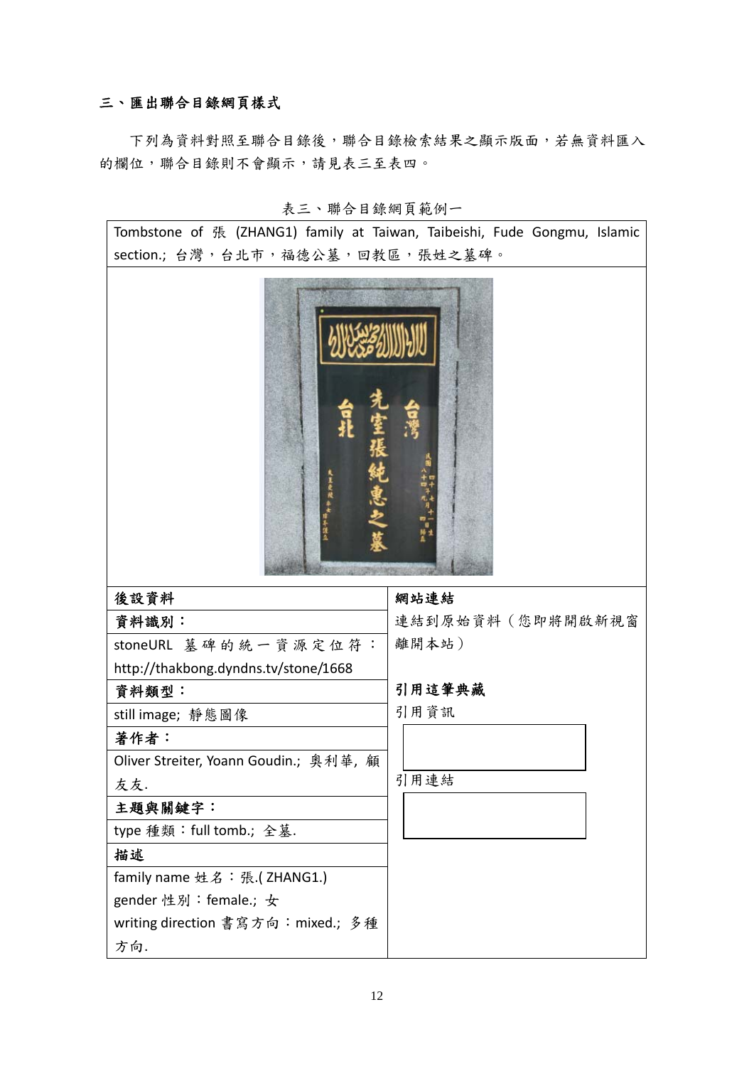### 三、匯出聯合目錄網頁樣式

下列為資料對照至聯合目錄後，聯合目錄檢索結果之顯示版面，若無資料匯入的欄位，聯合目錄則不會顯示，請見表三至表四。

表三、聯合目錄網頁範例一

| Tombstone of 張 (ZHANG1) family at Taiwan, Taibeishi, Fude Gongmu, Islamic section.; 台灣，台北市，福德公墓，回教區，張姓之墓碑。 | |
|---|---|
| | |
| **後設資料** | **網站連結** |
| **資料識別：** | 連結到原始資料（您即將開啟新視窗離開本站） |
| stoneURL 墓碑的統一資源定位符：http://thakbong.dyndns.tv/stone/1668 | |
| **資料類型：** | **引用這筆典藏** |
| still image; 靜態圖像 | 引用資訊 |
| **著作者：** | |
| Oliver Streiter, Yoann Goudin.; 奧利華, 顧友友. | 引用連結 |
| **主題與關鍵字：** | |
| type 種類：full tomb.; 全墓. | |
| **描述** | |
| family name 姓名：張.( ZHANG1.)<br>gender 性別：female.; 女<br>writing direction 書寫方向：mixed.; 多種方向. | |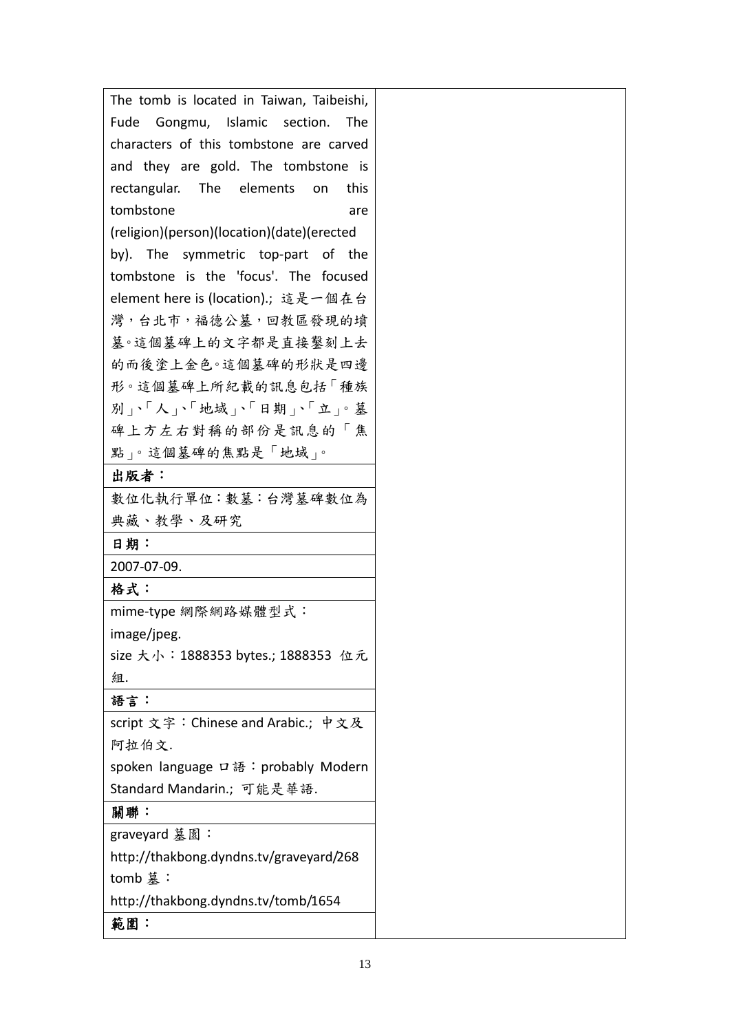| | |
|---|---|
| The tomb is located in Taiwan, Taibeishi, Fude Gongmu, Islamic section. The characters of this tombstone are carved and they are gold. The tombstone is rectangular. The elements on this tombstone are (religion)(person)(location)(date)(erected by). The symmetric top-part of the tombstone is the 'focus'. The focused element here is (location).; 這是一個在台灣，台北市，福德公墓，回教區發現的墳墓。這個墓碑上的文字都是直接鑿刻上去的而後塗上金色。這個墓碑的形狀是四邊形。這個墓碑上所紀載的訊息包括「種族別」、「人」、「地域」、「日期」、「立」。墓碑上方左右對稱的部份是訊息的「焦點」。這個墓碑的焦點是「地域」。 | |
| **出版者：** | |
| 數位化執行單位：數墓：台灣墓碑數位為典藏、教學、及研究 | |
| **日期：** | |
| 2007-07-09. | |
| **格式：** | |
| mime-type 網際網路媒體型式：image/jpeg.<br>size 大小：1888353 bytes.; 1888353 位元組. | |
| **語言：** | |
| script 文字：Chinese and Arabic.; 中文及阿拉伯文.<br>spoken language 口語：probably Modern Standard Mandarin.; 可能是華語. | |
| **關聯：** | |
| graveyard 墓園：<br>http://thakbong.dyndns.tv/graveyard/268<br>tomb 墓：<br>http://thakbong.dyndns.tv/tomb/1654 | |
| **範圍：** | |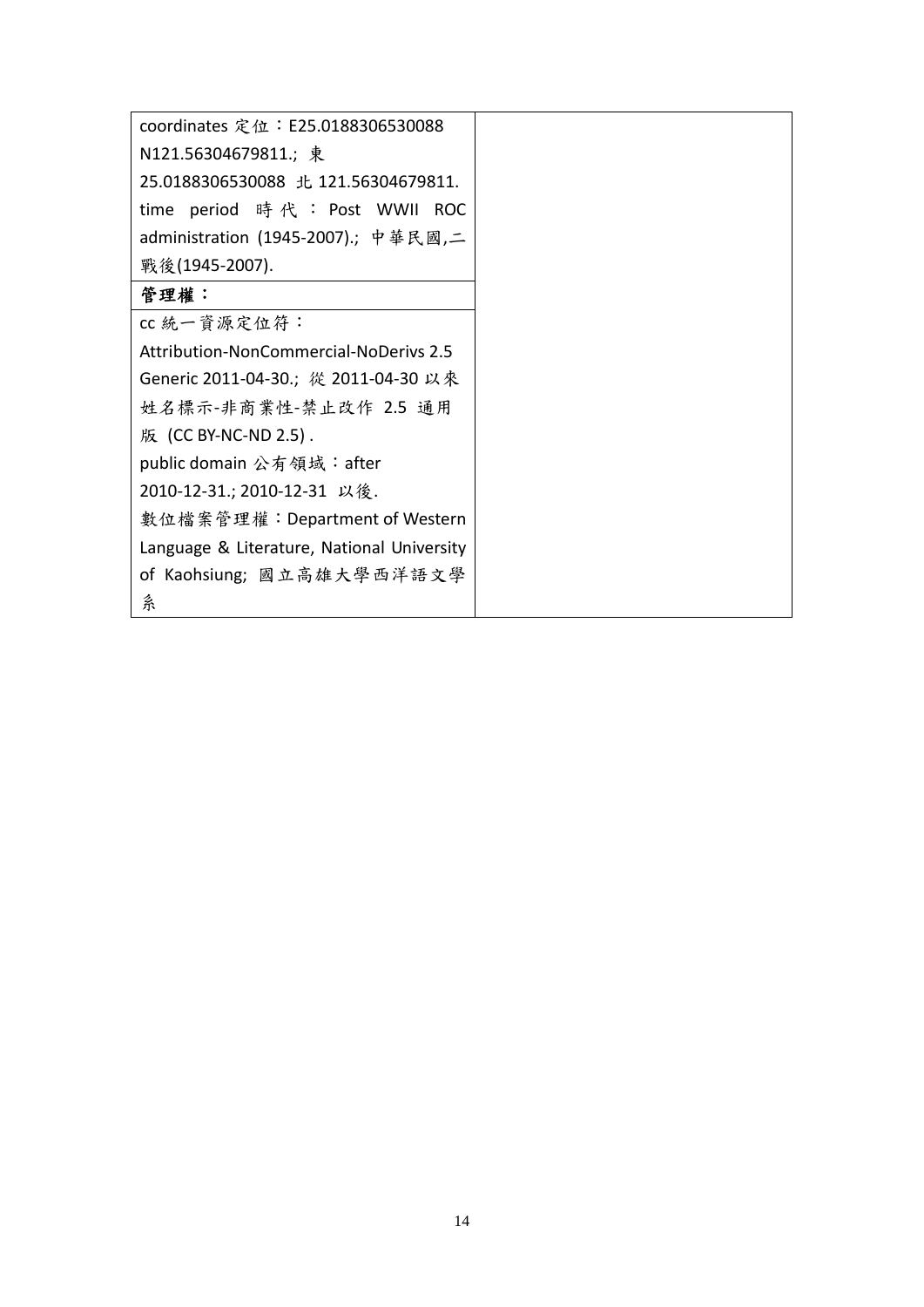| | |
|---|---|
| coordinates 定位：E25.0188306530088 N121.56304679811.; 東 25.0188306530088 北 121.56304679811. time period 時代：Post WWII ROC administration (1945-2007).; 中華民國,二戰後(1945-2007). | |
| **管理權：** | |
| cc 統一資源定位符：Attribution-NonCommercial-NoDerivs 2.5 Generic 2011-04-30.; 從 2011-04-30 以來 姓名標示-非商業性-禁止改作 2.5 通用版 (CC BY-NC-ND 2.5) . public domain 公有領域：after 2010-12-31.; 2010-12-31 以後. 數位檔案管理權：Department of Western Language & Literature, National University of Kaohsiung; 國立高雄大學西洋語文學系 | |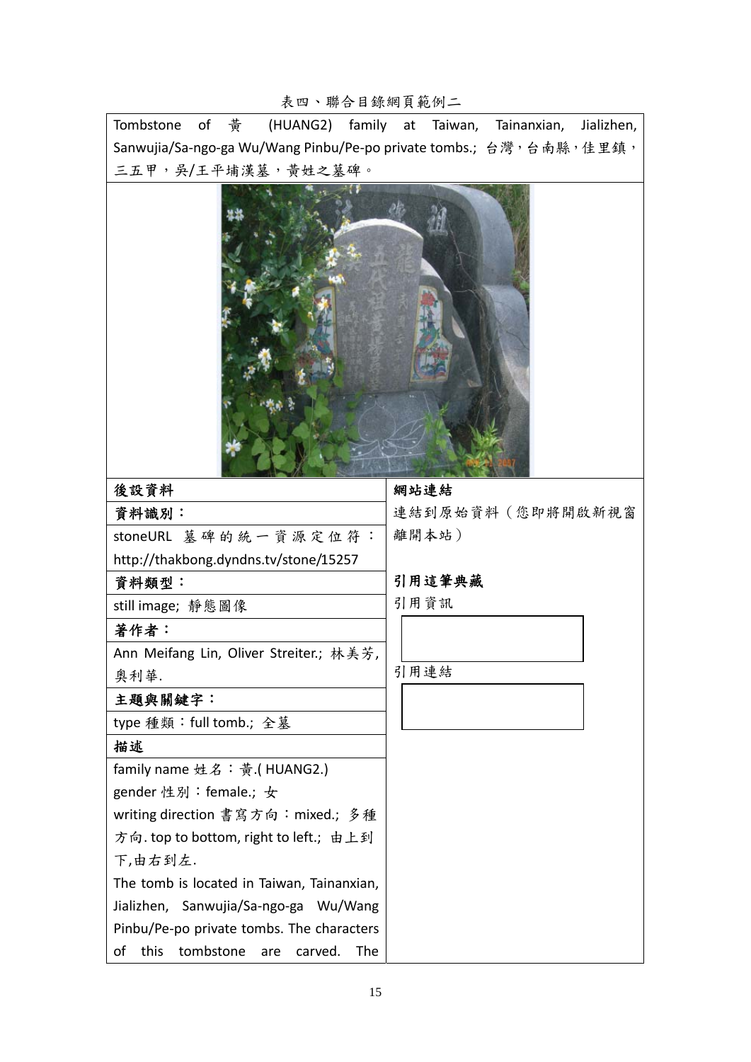表四、聯合目錄網頁範例二

Tombstone of 黃 (HUANG2) family at Taiwan, Tainanxian, Jializhen, Sanwujia/Sa-ngo-ga Wu/Wang Pinbu/Pe-po private tombs.; 台灣，台南縣，佳里鎮，三五甲，吳/王平埔漢墓，黃姓之墓碑。

| 後設資料 | 網站連結 |
|---|---|
| **資料識別：** | 連結到原始資料（您即將開啟新視窗離開本站） |
| stoneURL 墓碑的統一資源定位符：http://thakbong.dyndns.tv/stone/15257 | |
| **資料類型：** | **引用這筆典藏** |
| still image; 靜態圖像 | 引用資訊 |
| **著作者：** | |
| Ann Meifang Lin, Oliver Streiter.; 林美芳, 奧利華. | 引用連結 |
| **主題與關鍵字：** | |
| type 種類：full tomb.; 全墓 | |
| **描述** | |
| family name 姓名：黃.( HUANG2.)<br>gender 性別：female.; 女<br>writing direction 書寫方向：mixed.; 多種方向. top to bottom, right to left.; 由上到下,由右到左.<br>The tomb is located in Taiwan, Tainanxian, Jializhen, Sanwujia/Sa-ngo-ga Wu/Wang Pinbu/Pe-po private tombs. The characters of this tombstone are carved. The | |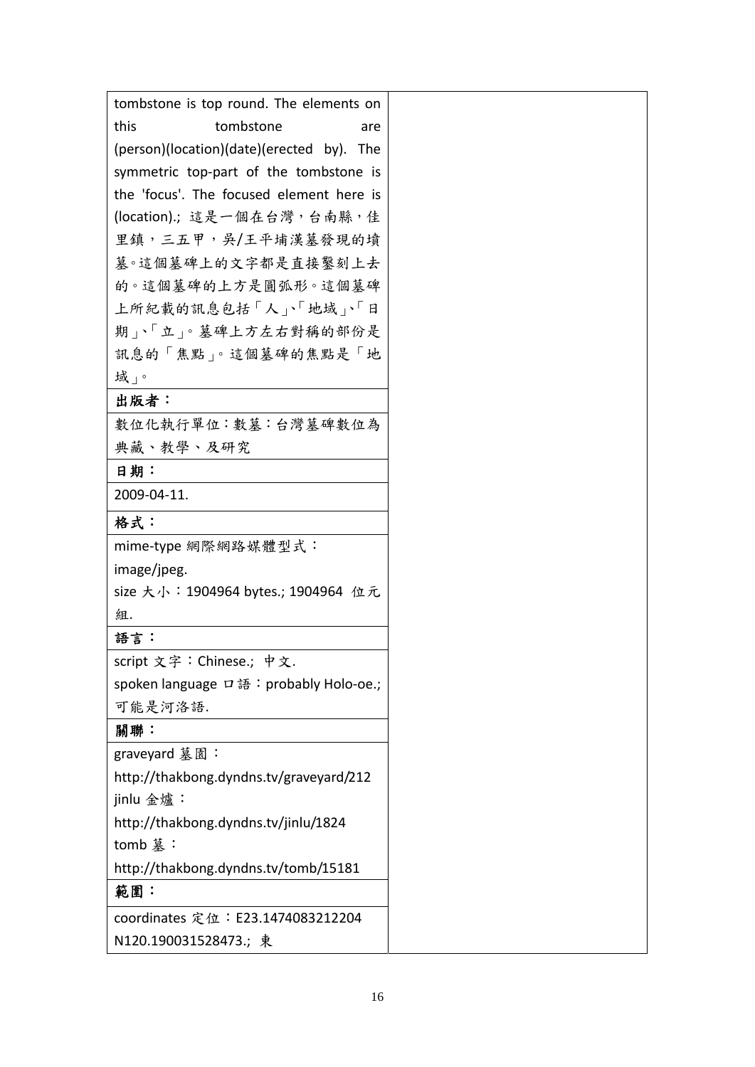| | |
|---|---|
| tombstone is top round. The elements on this tombstone are (person)(location)(date)(erected by). The symmetric top-part of the tombstone is the 'focus'. The focused element here is (location).; 這是一個在台灣，台南縣，佳里鎮，三五甲，吳/王平埔漢墓發現的墳墓。這個墓碑上的文字都是直接鑿刻上去的。這個墓碑的上方是圓弧形。這個墓碑上所紀載的訊息包括「人」、「地域」、「日期」、「立」。墓碑上方左右對稱的部份是訊息的「焦點」。這個墓碑的焦點是「地域」。 | |
| **出版者：** | |
| 數位化執行單位：數墓：台灣墓碑數位為典藏、教學、及研究 | |
| **日期：** | |
| 2009-04-11. | |
| **格式：** | |
| mime-type 網際網路媒體型式：image/jpeg.<br>size 大小：1904964 bytes.; 1904964 位元組. | |
| **語言：** | |
| script 文字：Chinese.; 中文.<br>spoken language 口語：probably Holo-oe.; 可能是河洛語. | |
| **關聯：** | |
| graveyard 墓園：http://thakbong.dyndns.tv/graveyard/212<br>jinlu 金爐：http://thakbong.dyndns.tv/jinlu/1824<br>tomb 墓：http://thakbong.dyndns.tv/tomb/15181 | |
| **範圍：** | |
| coordinates 定位：E23.1474083212204 N120.190031528473.; 東 | |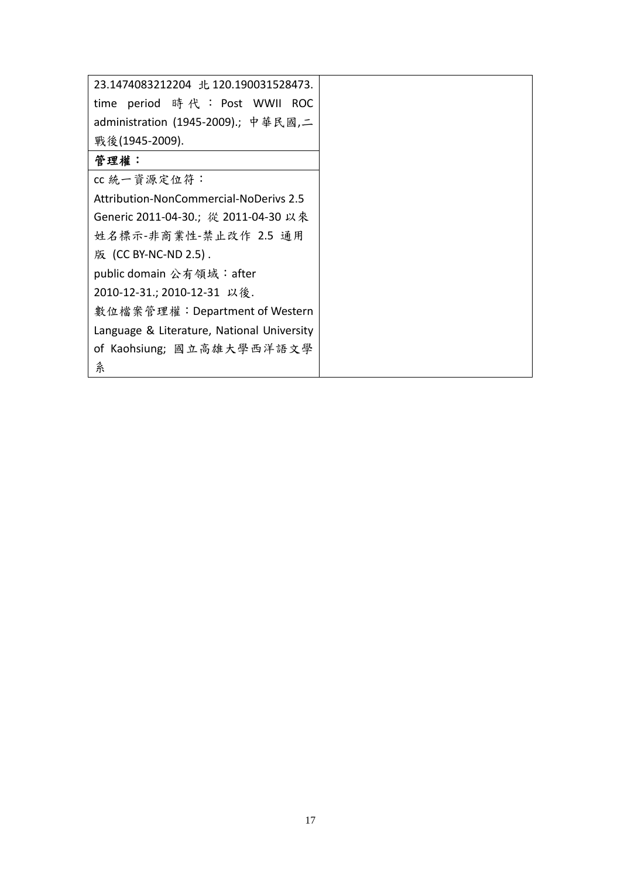| | |
|---|---|
| 23.1474083212204 北 120.190031528473. time period 時代：Post WWII ROC administration (1945-2009).; 中華民國,二戰後(1945-2009). | |
| **管理權：** | |
| cc 統一資源定位符：Attribution-NonCommercial-NoDerivs 2.5 Generic 2011-04-30.; 從 2011-04-30 以來姓名標示-非商業性-禁止改作 2.5 通用版 (CC BY-NC-ND 2.5) .<br>public domain 公有領域：after 2010-12-31.; 2010-12-31 以後.<br>數位檔案管理權：Department of Western Language & Literature, National University of Kaohsiung; 國立高雄大學西洋語文學系 | |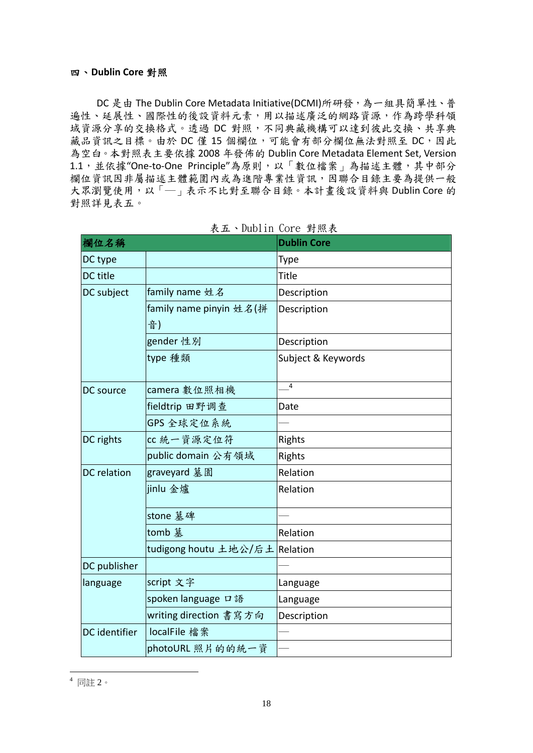## 四、Dublin Core 對照

DC 是由 The Dublin Core Metadata Initiative(DCMI)所研發，為一組具簡單性、普遍性、延展性、國際性的後設資料元素，用以描述廣泛的網路資源，作為跨學科領域資源分享的交換格式。透過 DC 對照，不同典藏機構可以達到彼此交換、共享典藏品資訊之目標。由於 DC 僅 15 個欄位，可能會有部分欄位無法對照至 DC，因此為空白。本對照表主要依據 2008 年發佈的 Dublin Core Metadata Element Set, Version 1.1，並依據"One-to-One Principle"為原則，以「數位檔案」為描述主體，其中部分欄位資訊因非屬描述主體範圍內或為進階專業性資訊，因聯合目錄主要為提供一般大眾瀏覽使用，以「—」表示不比對至聯合目錄。本計畫後設資料與 Dublin Core 的對照詳見表五。

表五、Dublin Core 對照表

| 欄位名稱 | | Dublin Core |
|---|---|---|
| DC type | | Type |
| DC title | | Title |
| DC subject | family name 姓名 | Description |
| | family name pinyin 姓名(拼音) | Description |
| | gender 性別 | Description |
| | type 種類 | Subject & Keywords |
| DC source | camera 數位照相機 | —[4] |
| | fieldtrip 田野调查 | Date |
| | GPS 全球定位系統 | — |
| DC rights | cc 統一資源定位符 | Rights |
| | public domain 公有領域 | Rights |
| DC relation | graveyard 墓園 | Relation |
| | jinlu 金爐 | Relation |
| | stone 墓碑 | — |
| | tomb 墓 | Relation |
| | tudigong houtu 土地公/后土 | Relation |
| DC publisher | | — |
| language | script 文字 | Language |
| | spoken language 口語 | Language |
| | writing direction 書寫方向 | Description |
| DC identifier | localFile 檔案 | — |
| | photoURL 照片的的統一資 | — |

[4] 同註 2。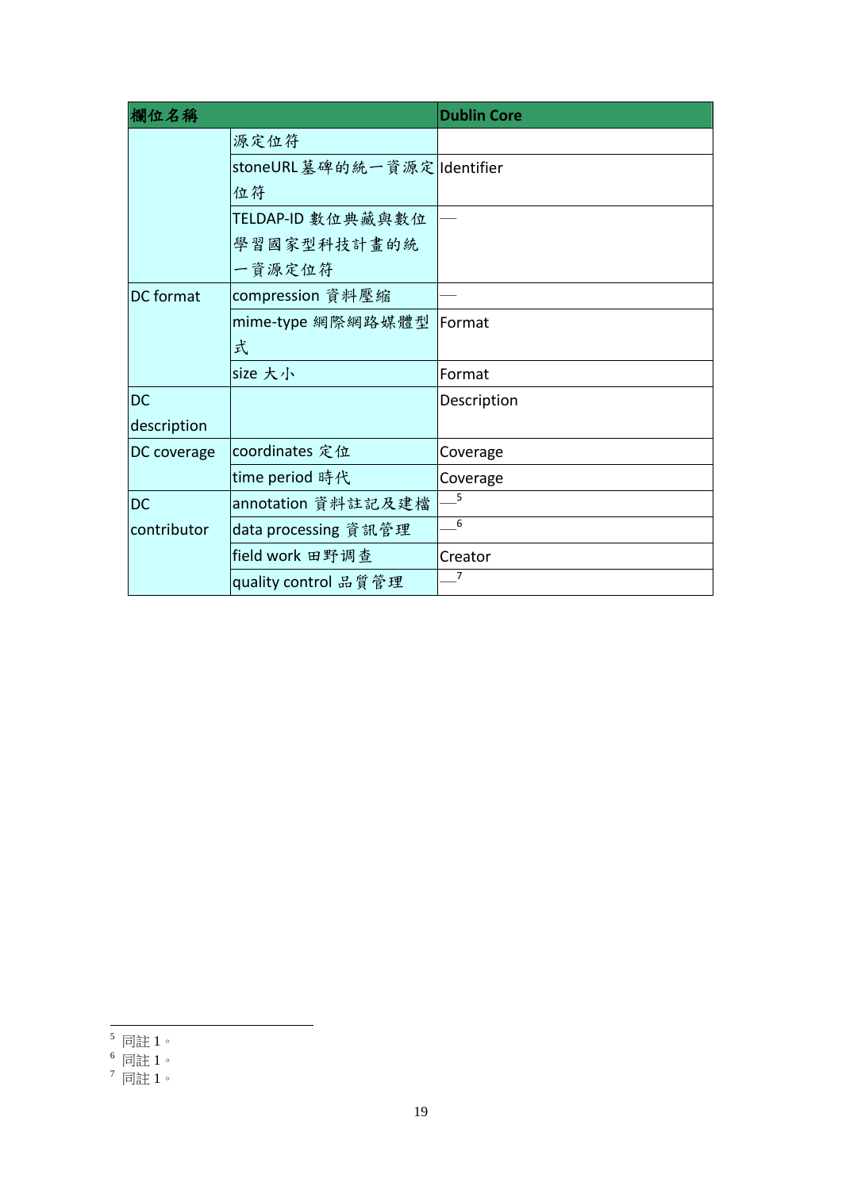| 欄位名稱 | | Dublin Core |
|---|---|---|
| | 源定位符 | |
| | stoneURL 墓碑的統一資源定位符 | Identifier |
| | TELDAP-ID 數位典藏與數位學習國家型科技計畫的統一資源定位符 | — |
| DC format | compression 資料壓縮 | — |
| | mime-type 網際網路媒體型式 | Format |
| | size 大小 | Format |
| DC description | | Description |
| DC coverage | coordinates 定位 | Coverage |
| | time period 時代 | Coverage |
| DC contributor | annotation 資料註記及建檔 | —[5] |
| | data processing 資訊管理 | —[6] |
| | field work 田野调查 | Creator |
| | quality control 品質管理 | —[7] |

[5] 同註 1。
[6] 同註 1。
[7] 同註 1。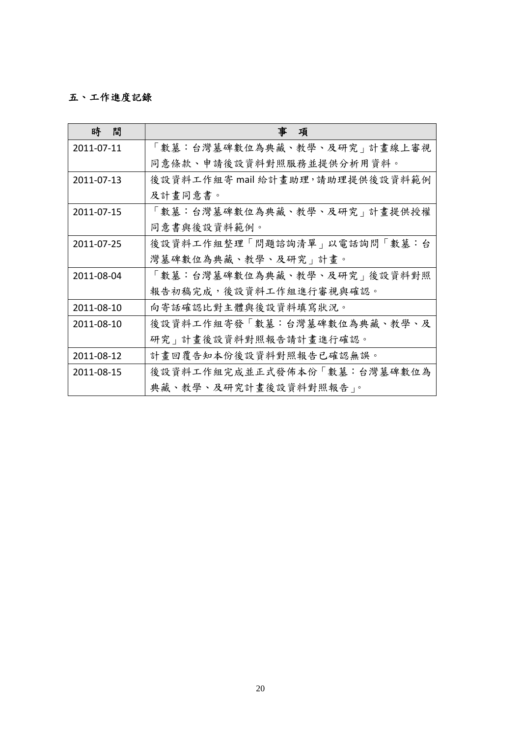## 五、工作進度記錄

| 時　間 | 事　項 |
| --- | --- |
| 2011-07-11 | 「數墓：台灣墓碑數位為典藏、教學、及研究」計畫線上審視同意條款、申請後設資料對照服務並提供分析用資料。 |
| 2011-07-13 | 後設資料工作組寄 mail 給計畫助理，請助理提供後設資料範例及計畫同意書。 |
| 2011-07-15 | 「數墓：台灣墓碑數位為典藏、教學、及研究」計畫提供授權同意書與後設資料範例。 |
| 2011-07-25 | 後設資料工作組整理「問題諮詢清單」以電話詢問「數墓：台灣墓碑數位為典藏、教學、及研究」計畫。 |
| 2011-08-04 | 「數墓：台灣墓碑數位為典藏、教學、及研究」後設資料對照報告初稿完成，後設資料工作組進行審視與確認。 |
| 2011-08-10 | 向寄話確認比對主體與後設資料填寫狀況。 |
| 2011-08-10 | 後設資料工作組寄發「數墓：台灣墓碑數位為典藏、教學、及研究」計畫後設資料對照報告請計畫進行確認。 |
| 2011-08-12 | 計畫回覆告知本份後設資料對照報告已確認無誤。 |
| 2011-08-15 | 後設資料工作組完成並正式發佈本份「數墓：台灣墓碑數位為典藏、教學、及研究計畫後設資料對照報告」。 |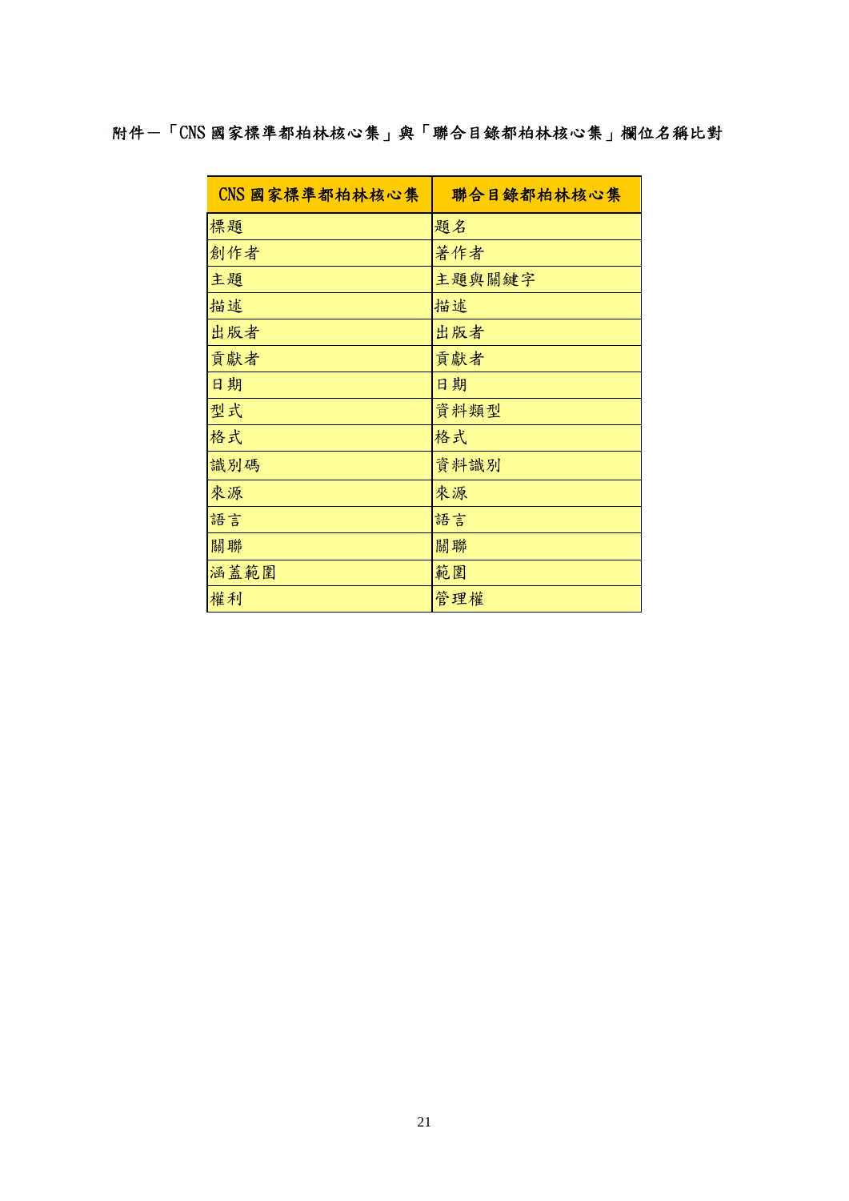附件一「CNS 國家標準都柏林核心集」與「聯合目錄都柏林核心集」欄位名稱比對

| CNS 國家標準都柏林核心集 | 聯合目錄都柏林核心集 |
|---|---|
| 標題 | 題名 |
| 創作者 | 著作者 |
| 主題 | 主題與關鍵字 |
| 描述 | 描述 |
| 出版者 | 出版者 |
| 貢獻者 | 貢獻者 |
| 日期 | 日期 |
| 型式 | 資料類型 |
| 格式 | 格式 |
| 識別碼 | 資料識別 |
| 來源 | 來源 |
| 語言 | 語言 |
| 關聯 | 關聯 |
| 涵蓋範圍 | 範圍 |
| 權利 | 管理權 |